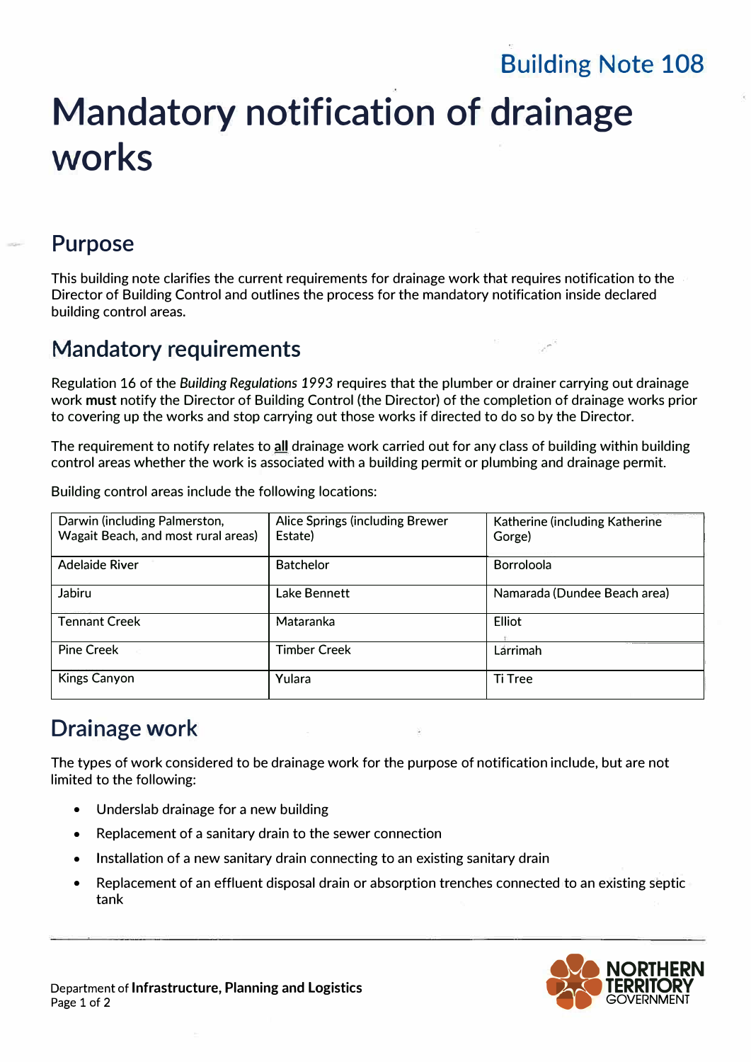Building Note 108

# Mandatory notification of drainage works

## Purpose

This building note clarifies the current requirements for drainage work that requires notification to the Director of Building Control and outlines the process for the mandatory notification inside declared building control areas.

## Mandatory requirements

Regulation 16 of the *Building Regulations 1993* requires that the plumber or drainer carrying out drainage work **must** notify the Director of Building Control (the Director) of the completion of drainage works prior to covering up the works and stop carrying out those works if directed to do so by the Director.

The requirement to notify relates to **all** drainage work carried out for any class of building within building control areas whether the work is associated with a building permit or plumbing and drainage permit.

Building control areas include the following locations:

| | | |
|---|---|---|
| Darwin (including Palmerston, Wagait Beach, and most rural areas) | Alice Springs (including Brewer Estate) | Katherine (including Katherine Gorge) |
| Adelaide River | Batchelor | Borroloola |
| Jabiru | Lake Bennett | Namarada (Dundee Beach area) |
| Tennant Creek | Mataranka | Elliot |
| Pine Creek | Timber Creek | Larrimah |
| Kings Canyon | Yulara | Ti Tree |

## Drainage work

The types of work considered to be drainage work for the purpose of notification include, but are not limited to the following:

- Underslab drainage for a new building
- Replacement of a sanitary drain to the sewer connection
- Installation of a new sanitary drain connecting to an existing sanitary drain
- Replacement of an effluent disposal drain or absorption trenches connected to an existing septic tank

Department of **Infrastructure, Planning and Logistics**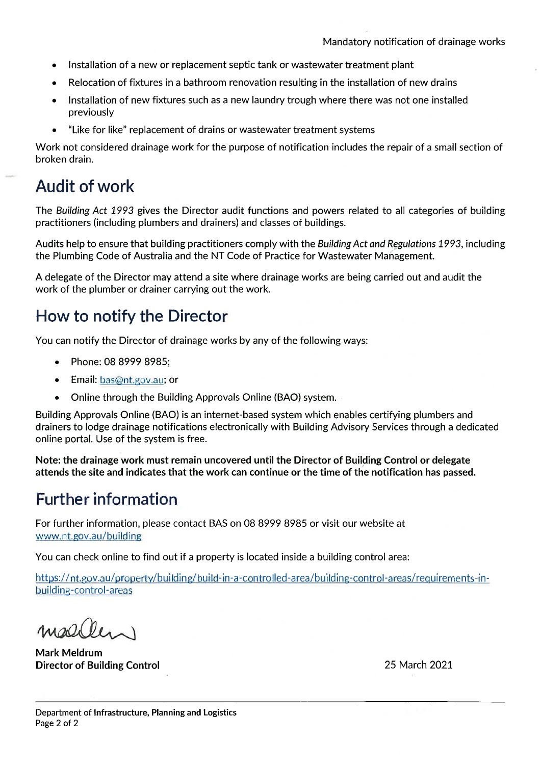- Installation of a new or replacement septic tank or wastewater treatment plant
- Relocation of fixtures in a bathroom renovation resulting in the installation of new drains
- Installation of new fixtures such as a new laundry trough where there was not one installed previously
- "Like for like" replacement of drains or wastewater treatment systems

Work not considered drainage work for the purpose of notification includes the repair of a small section of broken drain.

## Audit of work

The *Building Act 1993* gives the Director audit functions and powers related to all categories of building practitioners (including plumbers and drainers) and classes of buildings.

Audits help to ensure that building practitioners comply with the *Building Act and Regulations 1993*, including the Plumbing Code of Australia and the NT Code of Practice for Wastewater Management.

A delegate of the Director may attend a site where drainage works are being carried out and audit the work of the plumber or drainer carrying out the work.

## How to notify the Director

You can notify the Director of drainage works by any of the following ways:

- Phone: 08 8999 8985;
- Email: bas@nt.gov.au; or
- Online through the Building Approvals Online (BAO) system.

Building Approvals Online (BAO) is an internet-based system which enables certifying plumbers and drainers to lodge drainage notifications electronically with Building Advisory Services through a dedicated online portal. Use of the system is free.

**Note: the drainage work must remain uncovered until the Director of Building Control or delegate attends the site and indicates that the work can continue or the time of the notification has passed.**

## Further information

For further information, please contact BAS on 08 8999 8985 or visit our website at www.nt.gov.au/building

You can check online to find out if a property is located inside a building control area:

https://nt.gov.au/property/building/build-in-a-controlled-area/building-control-areas/requirements-in-building-control-areas

**Mark Meldrum**
**Director of Building Control**

25 March 2021

Department of **Infrastructure, Planning and Logistics**